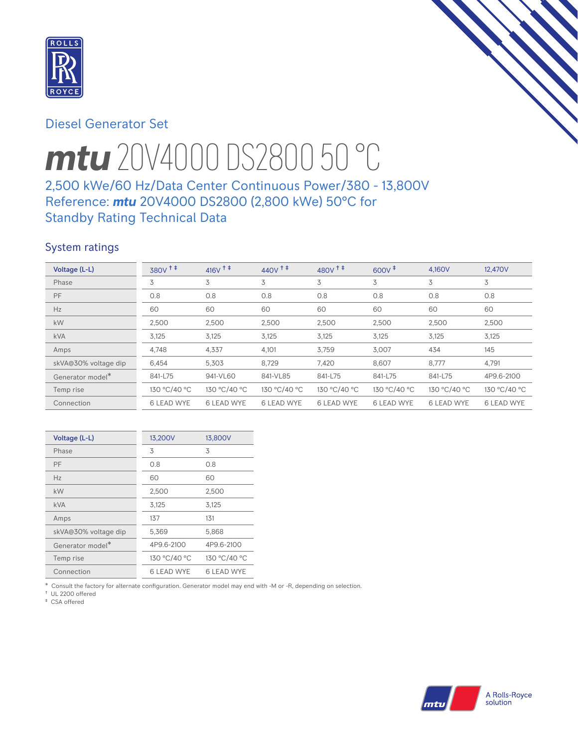Diesel Generator Set

# ***mtu*** 20V4000 DS2800 50 °C

## 2,500 kWe/60 Hz/Data Center Continuous Power/380 - 13,800V Reference: ***mtu*** 20V4000 DS2800 (2,800 kWe) 50°C for Standby Rating Technical Data

## System ratings

| Voltage (L-L) | 380V †‡ | 416V †‡ | 440V †‡ | 480V †‡ | 600V ‡ | 4,160V | 12,470V |
|---|---|---|---|---|---|---|---|
| Phase | 3 | 3 | 3 | 3 | 3 | 3 | 3 |
| PF | 0.8 | 0.8 | 0.8 | 0.8 | 0.8 | 0.8 | 0.8 |
| Hz | 60 | 60 | 60 | 60 | 60 | 60 | 60 |
| kW | 2,500 | 2,500 | 2,500 | 2,500 | 2,500 | 2,500 | 2,500 |
| kVA | 3,125 | 3,125 | 3,125 | 3,125 | 3,125 | 3,125 | 3,125 |
| Amps | 4,748 | 4,337 | 4,101 | 3,759 | 3,007 | 434 | 145 |
| skVA@30% voltage dip | 6,454 | 5,303 | 8,729 | 7,420 | 8,607 | 8,777 | 4,791 |
| Generator model* | 841-L75 | 941-VL60 | 841-VL85 | 841-L75 | 841-L75 | 841-L75 | 4P9.6-2100 |
| Temp rise | 130 °C/40 °C | 130 °C/40 °C | 130 °C/40 °C | 130 °C/40 °C | 130 °C/40 °C | 130 °C/40 °C | 130 °C/40 °C |
| Connection | 6 LEAD WYE | 6 LEAD WYE | 6 LEAD WYE | 6 LEAD WYE | 6 LEAD WYE | 6 LEAD WYE | 6 LEAD WYE |

| Voltage (L-L) | 13,200V | 13,800V |
|---|---|---|
| Phase | 3 | 3 |
| PF | 0.8 | 0.8 |
| Hz | 60 | 60 |
| kW | 2,500 | 2,500 |
| kVA | 3,125 | 3,125 |
| Amps | 137 | 131 |
| skVA@30% voltage dip | 5,369 | 5,868 |
| Generator model* | 4P9.6-2100 | 4P9.6-2100 |
| Temp rise | 130 °C/40 °C | 130 °C/40 °C |
| Connection | 6 LEAD WYE | 6 LEAD WYE |

\* Consult the factory for alternate configuration. Generator model may end with -M or -R, depending on selection.
† UL 2200 offered
‡ CSA offered

A Rolls-Royce solution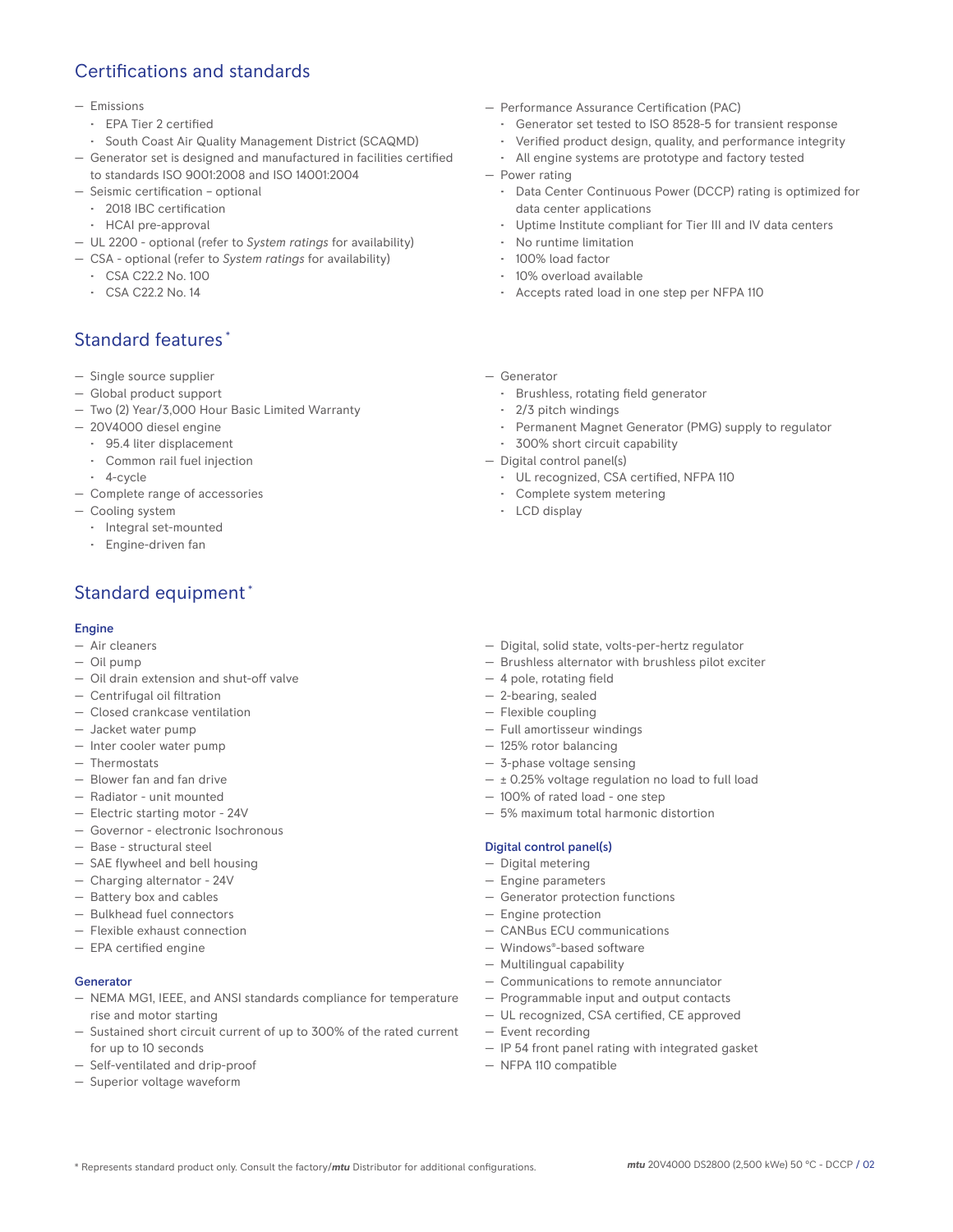## Certifications and standards

- Emissions
  - EPA Tier 2 certified
  - South Coast Air Quality Management District (SCAQMD)
- Generator set is designed and manufactured in facilities certified to standards ISO 9001:2008 and ISO 14001:2004
- Seismic certification – optional
  - 2018 IBC certification
  - HCAI pre-approval
- UL 2200 - optional (refer to *System ratings* for availability)
- CSA - optional (refer to *System ratings* for availability)
  - CSA C22.2 No. 100
  - CSA C22.2 No. 14
- Performance Assurance Certification (PAC)
  - Generator set tested to ISO 8528-5 for transient response
  - Verified product design, quality, and performance integrity
  - All engine systems are prototype and factory tested
- Power rating
  - Data Center Continuous Power (DCCP) rating is optimized for data center applications
  - Uptime Institute compliant for Tier III and IV data centers
  - No runtime limitation
  - 100% load factor
  - 10% overload available
  - Accepts rated load in one step per NFPA 110

## Standard features *

- Single source supplier
- Global product support
- Two (2) Year/3,000 Hour Basic Limited Warranty
- 20V4000 diesel engine
  - 95.4 liter displacement
  - Common rail fuel injection
  - 4-cycle
- Complete range of accessories
- Cooling system
  - Integral set-mounted
  - Engine-driven fan
- Generator
  - Brushless, rotating field generator
  - 2/3 pitch windings
  - Permanent Magnet Generator (PMG) supply to regulator
  - 300% short circuit capability
- Digital control panel(s)
  - UL recognized, CSA certified, NFPA 110
  - Complete system metering
  - LCD display

## Standard equipment *

### Engine

- Air cleaners
- Oil pump
- Oil drain extension and shut-off valve
- Centrifugal oil filtration
- Closed crankcase ventilation
- Jacket water pump
- Inter cooler water pump
- Thermostats
- Blower fan and fan drive
- Radiator - unit mounted
- Electric starting motor - 24V
- Governor - electronic Isochronous
- Base - structural steel
- SAE flywheel and bell housing
- Charging alternator - 24V
- Battery box and cables
- Bulkhead fuel connectors
- Flexible exhaust connection
- EPA certified engine

### Generator

- NEMA MG1, IEEE, and ANSI standards compliance for temperature rise and motor starting
- Sustained short circuit current of up to 300% of the rated current for up to 10 seconds
- Self-ventilated and drip-proof
- Superior voltage waveform
- Digital, solid state, volts-per-hertz regulator
- Brushless alternator with brushless pilot exciter
- 4 pole, rotating field
- 2-bearing, sealed
- Flexible coupling
- Full amortisseur windings
- 125% rotor balancing
- 3-phase voltage sensing
- ± 0.25% voltage regulation no load to full load
- 100% of rated load - one step
- 5% maximum total harmonic distortion

### Digital control panel(s)

- Digital metering
- Engine parameters
- Generator protection functions
- Engine protection
- CANBus ECU communications
- Windows®-based software
- Multilingual capability
- Communications to remote annunciator
- Programmable input and output contacts
- UL recognized, CSA certified, CE approved
- Event recording
- IP 54 front panel rating with integrated gasket
- NFPA 110 compatible

* Represents standard product only. Consult the factory/*mtu* Distributor for additional configurations.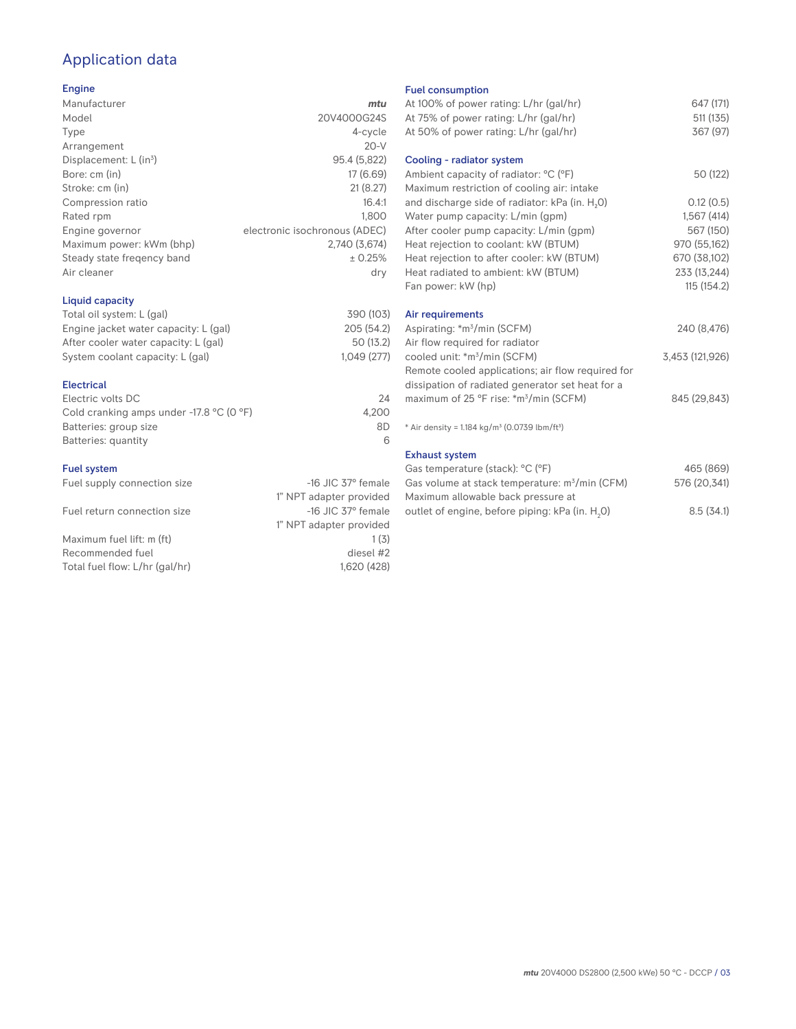# Application data

## Engine

| | |
|---|---|
| Manufacturer | *mtu* |
| Model | 20V4000G24S |
| Type | 4-cycle |
| Arrangement | 20-V |
| Displacement: L ($in^3$) | 95.4 (5,822) |
| Bore: cm (in) | 17 (6.69) |
| Stroke: cm (in) | 21 (8.27) |
| Compression ratio | 16.4:1 |
| Rated rpm | 1,800 |
| Engine governor | electronic isochronous (ADEC) |
| Maximum power: kWm (bhp) | 2,740 (3,674) |
| Steady state freqency band | ± 0.25% |
| Air cleaner | dry |

## Liquid capacity

| | |
|---|---|
| Total oil system: L (gal) | 390 (103) |
| Engine jacket water capacity: L (gal) | 205 (54.2) |
| After cooler water capacity: L (gal) | 50 (13.2) |
| System coolant capacity: L (gal) | 1,049 (277) |

## Electrical

| | |
|---|---|
| Electric volts DC | 24 |
| Cold cranking amps under -17.8 °C (0 °F) | 4,200 |
| Batteries: group size | 8D |
| Batteries: quantity | 6 |

## Fuel system

| | |
|---|---|
| Fuel supply connection size | -16 JIC 37° female<br>1" NPT adapter provided |
| Fuel return connection size | -16 JIC 37° female<br>1" NPT adapter provided |
| Maximum fuel lift: m (ft) | 1 (3) |
| Recommended fuel | diesel #2 |
| Total fuel flow: L/hr (gal/hr) | 1,620 (428) |

## Fuel consumption

| | |
|---|---|
| At 100% of power rating: L/hr (gal/hr) | 647 (171) |
| At 75% of power rating: L/hr (gal/hr) | 511 (135) |
| At 50% of power rating: L/hr (gal/hr) | 367 (97) |

## Cooling - radiator system

| | |
|---|---|
| Ambient capacity of radiator: °C (°F) | 50 (122) |
| Maximum restriction of cooling air: intake and discharge side of radiator: kPa (in. $H_2O$) | 0.12 (0.5) |
| Water pump capacity: L/min (gpm) | 1,567 (414) |
| After cooler pump capacity: L/min (gpm) | 567 (150) |
| Heat rejection to coolant: kW (BTUM) | 970 (55,162) |
| Heat rejection to after cooler: kW (BTUM) | 670 (38,102) |
| Heat radiated to ambient: kW (BTUM) | 233 (13,244) |
| Fan power: kW (hp) | 115 (154.2) |

## Air requirements

| | |
|---|---|
| Aspirating: *$m^3$/min (SCFM) | 240 (8,476) |
| Air flow required for radiator cooled unit: *$m^3$/min (SCFM) | 3,453 (121,926) |
| Remote cooled applications; air flow required for dissipation of radiated generator set heat for a maximum of 25 °F rise: *$m^3$/min (SCFM) | 845 (29,843) |

* Air density = 1.184 kg/$m^3$ (0.0739 lbm/$ft^3$)

## Exhaust system

| | |
|---|---|
| Gas temperature (stack): °C (°F) | 465 (869) |
| Gas volume at stack temperature: $m^3$/min (CFM) | 576 (20,341) |
| Maximum allowable back pressure at outlet of engine, before piping: kPa (in. $H_2O$) | 8.5 (34.1) |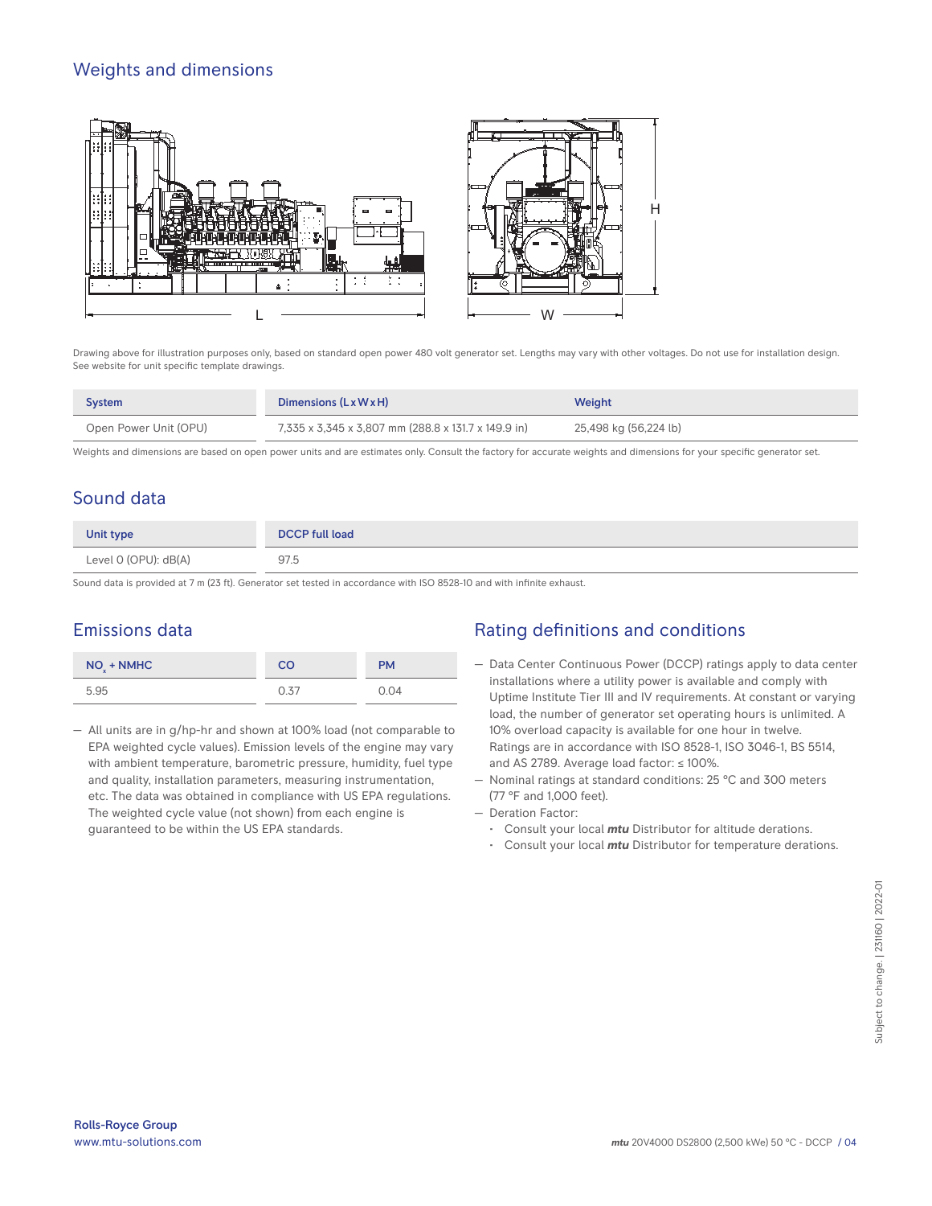## Weights and dimensions

L

W

H

Drawing above for illustration purposes only, based on standard open power 480 volt generator set. Lengths may vary with other voltages. Do not use for installation design. See website for unit specific template drawings.

| System | Dimensions (L x W x H) | Weight |
|---|---|---|
| Open Power Unit (OPU) | 7,335 x 3,345 x 3,807 mm (288.8 x 131.7 x 149.9 in) | 25,498 kg (56,224 lb) |

Weights and dimensions are based on open power units and are estimates only. Consult the factory for accurate weights and dimensions for your specific generator set.

## Sound data

| Unit type | DCCP full load |
|---|---|
| Level 0 (OPU): dB(A) | 97.5 |

Sound data is provided at 7 m (23 ft). Generator set tested in accordance with ISO 8528-10 and with infinite exhaust.

## Emissions data

| $NO_x$ + NMHC | CO | PM |
|---|---|---|
| 5.95 | 0.37 | 0.04 |

- All units are in g/hp-hr and shown at 100% load (not comparable to EPA weighted cycle values). Emission levels of the engine may vary with ambient temperature, barometric pressure, humidity, fuel type and quality, installation parameters, measuring instrumentation, etc. The data was obtained in compliance with US EPA regulations. The weighted cycle value (not shown) from each engine is guaranteed to be within the US EPA standards.

## Rating definitions and conditions

- Data Center Continuous Power (DCCP) ratings apply to data center installations where a utility power is available and comply with Uptime Institute Tier III and IV requirements. At constant or varying load, the number of generator set operating hours is unlimited. A 10% overload capacity is available for one hour in twelve. Ratings are in accordance with ISO 8528-1, ISO 3046-1, BS 5514, and AS 2789. Average load factor: ≤ 100%.
- Nominal ratings at standard conditions: 25 °C and 300 meters (77 °F and 1,000 feet).
- Deration Factor:
  - Consult your local ***mtu*** Distributor for altitude derations.
  - Consult your local ***mtu*** Distributor for temperature derations.

Subject to change. | 231160 | 2022-01

Rolls-Royce Group
www.mtu-solutions.com